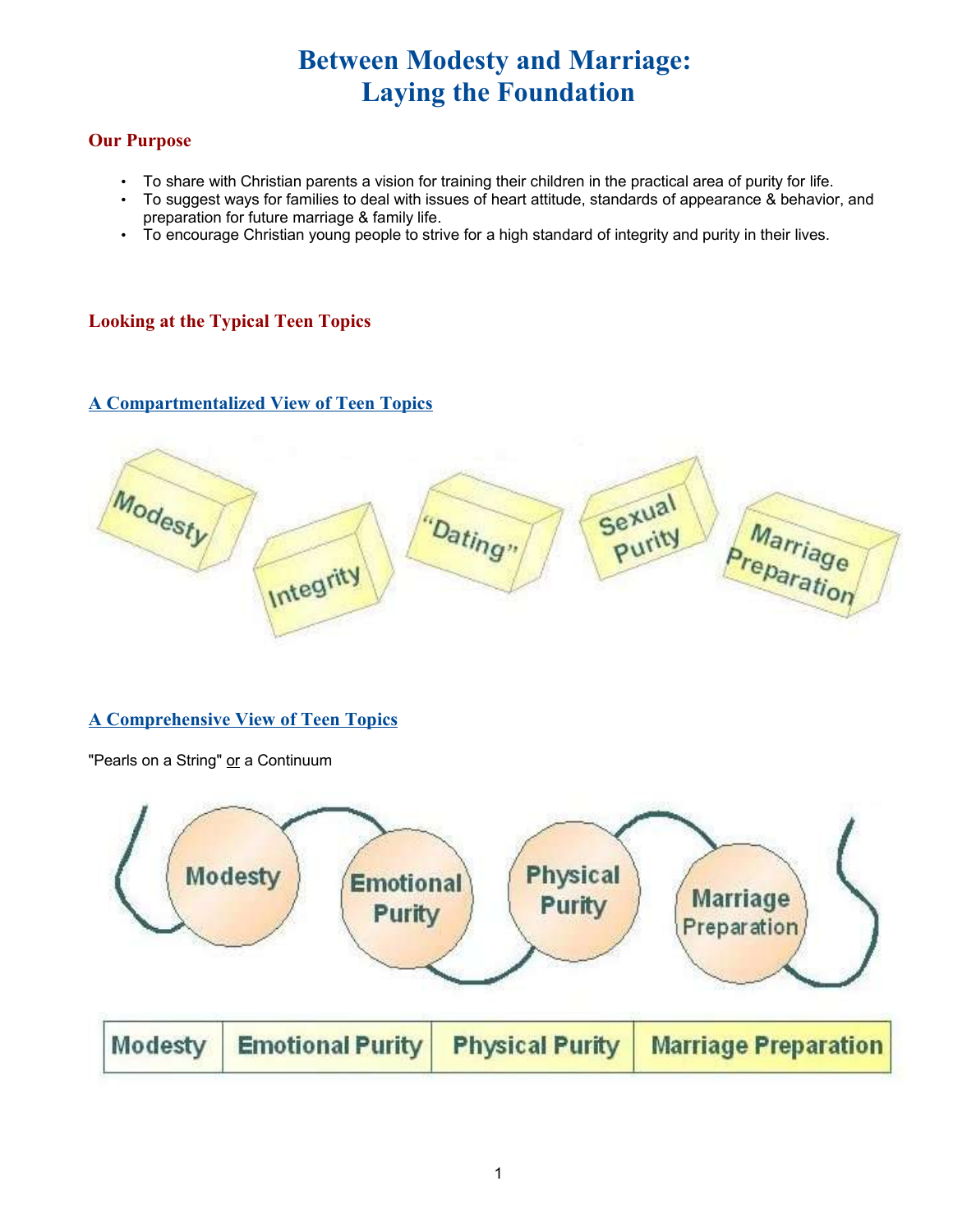# Between Modesty and Marriage: Laying the Foundation

## Our Purpose

- To share with Christian parents a vision for training their children in the practical area of purity for life.
- To suggest ways for families to deal with issues of heart attitude, standards of appearance & behavior, and preparation for future marriage & family life.
- To encourage Christian young people to strive for a high standard of integrity and purity in their lives.

## Looking at the Typical Teen Topics

### A Compartmentalized View of Teen Topics

Modesty | Integrity | "Dating" | Sexual Purity | Marriage Preparation

### A Comprehensive View of Teen Topics

"Pearls on a String" or a Continuum

Modesty — Emotional Purity — Physical Purity — Marriage Preparation

| Modesty | Emotional Purity | Physical Purity | Marriage Preparation |
|---|---|---|---|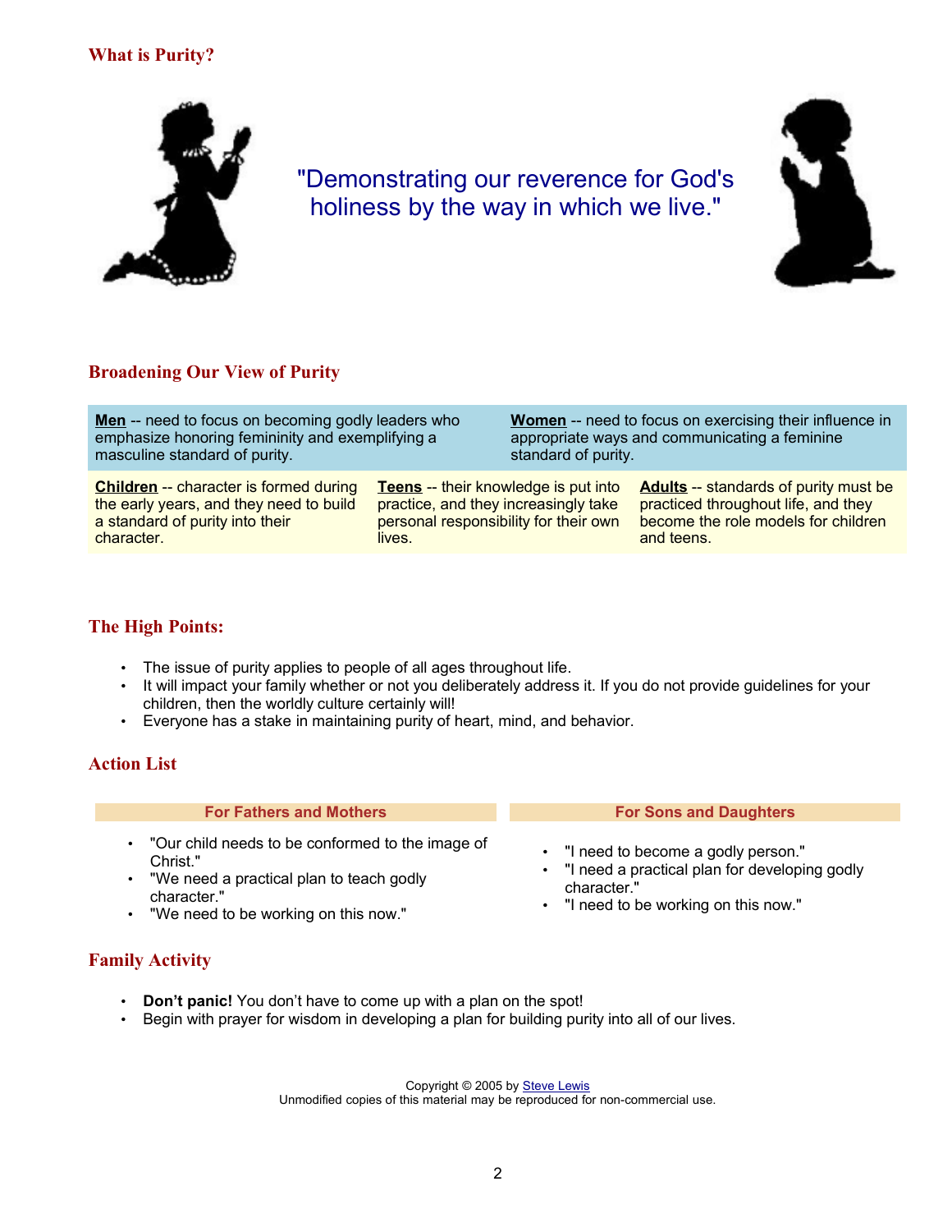## What is Purity?

"Demonstrating our reverence for God's holiness by the way in which we live."

## Broadening Our View of Purity

**Men** -- need to focus on becoming godly leaders who emphasize honoring femininity and exemplifying a masculine standard of purity.

**Women** -- need to focus on exercising their influence in appropriate ways and communicating a feminine standard of purity.

**Children** -- character is formed during the early years, and they need to build a standard of purity into their character.

**Teens** -- their knowledge is put into practice, and they increasingly take personal responsibility for their own lives.

**Adults** -- standards of purity must be practiced throughout life, and they become the role models for children and teens.

## The High Points:

- The issue of purity applies to people of all ages throughout life.
- It will impact your family whether or not you deliberately address it. If you do not provide guidelines for your children, then the worldly culture certainly will!
- Everyone has a stake in maintaining purity of heart, mind, and behavior.

## Action List

**For Fathers and Mothers**

- "Our child needs to be conformed to the image of Christ."
- "We need a practical plan to teach godly character."
- "We need to be working on this now."

**For Sons and Daughters**

- "I need to become a godly person."
- "I need a practical plan for developing godly character."
- "I need to be working on this now."

## Family Activity

- **Don't panic!** You don't have to come up with a plan on the spot!
- Begin with prayer for wisdom in developing a plan for building purity into all of our lives.

Copyright © 2005 by Steve Lewis
Unmodified copies of this material may be reproduced for non-commercial use.